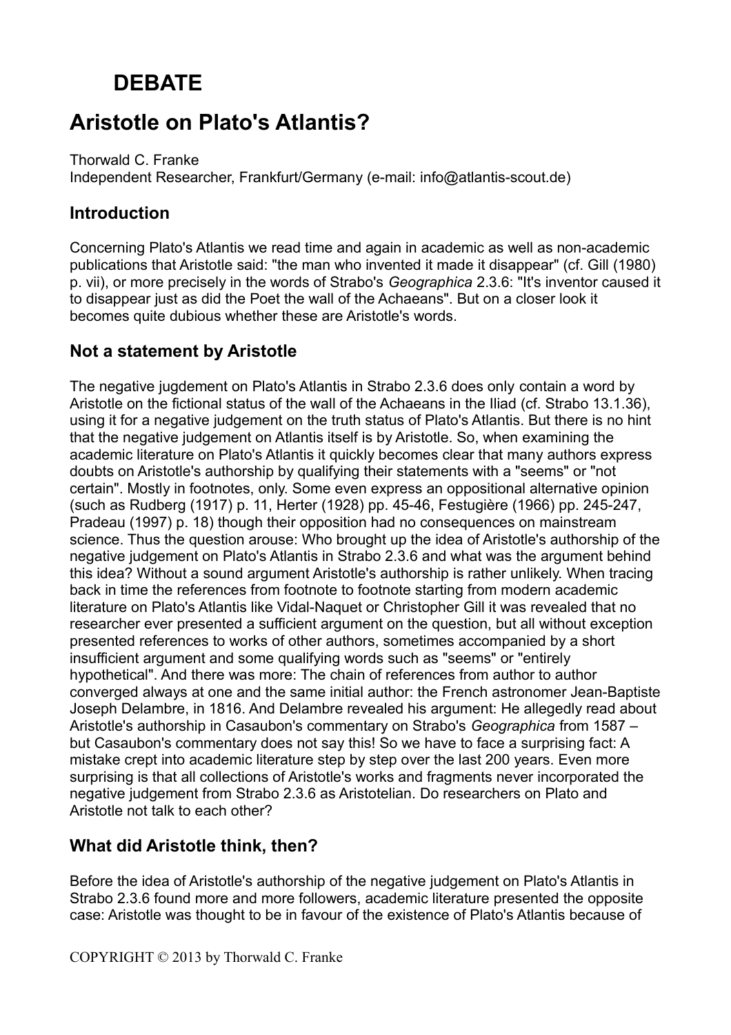# DEBATE

# Aristotle on Plato's Atlantis?

Thorwald C. Franke
Independent Researcher, Frankfurt/Germany (e-mail: info@atlantis-scout.de)

## Introduction

Concerning Plato's Atlantis we read time and again in academic as well as non-academic publications that Aristotle said: "the man who invented it made it disappear" (cf. Gill (1980) p. vii), or more precisely in the words of Strabo's *Geographica* 2.3.6: "It's inventor caused it to disappear just as did the Poet the wall of the Achaeans". But on a closer look it becomes quite dubious whether these are Aristotle's words.

## Not a statement by Aristotle

The negative jugdement on Plato's Atlantis in Strabo 2.3.6 does only contain a word by Aristotle on the fictional status of the wall of the Achaeans in the Iliad (cf. Strabo 13.1.36), using it for a negative judgement on the truth status of Plato's Atlantis. But there is no hint that the negative judgement on Atlantis itself is by Aristotle. So, when examining the academic literature on Plato's Atlantis it quickly becomes clear that many authors express doubts on Aristotle's authorship by qualifying their statements with a "seems" or "not certain". Mostly in footnotes, only. Some even express an oppositional alternative opinion (such as Rudberg (1917) p. 11, Herter (1928) pp. 45-46, Festugière (1966) pp. 245-247, Pradeau (1997) p. 18) though their opposition had no consequences on mainstream science. Thus the question arouse: Who brought up the idea of Aristotle's authorship of the negative judgement on Plato's Atlantis in Strabo 2.3.6 and what was the argument behind this idea? Without a sound argument Aristotle's authorship is rather unlikely. When tracing back in time the references from footnote to footnote starting from modern academic literature on Plato's Atlantis like Vidal-Naquet or Christopher Gill it was revealed that no researcher ever presented a sufficient argument on the question, but all without exception presented references to works of other authors, sometimes accompanied by a short insufficient argument and some qualifying words such as "seems" or "entirely hypothetical". And there was more: The chain of references from author to author converged always at one and the same initial author: the French astronomer Jean-Baptiste Joseph Delambre, in 1816. And Delambre revealed his argument: He allegedly read about Aristotle's authorship in Casaubon's commentary on Strabo's *Geographica* from 1587 – but Casaubon's commentary does not say this! So we have to face a surprising fact: A mistake crept into academic literature step by step over the last 200 years. Even more surprising is that all collections of Aristotle's works and fragments never incorporated the negative judgement from Strabo 2.3.6 as Aristotelian. Do researchers on Plato and Aristotle not talk to each other?

## What did Aristotle think, then?

Before the idea of Aristotle's authorship of the negative judgement on Plato's Atlantis in Strabo 2.3.6 found more and more followers, academic literature presented the opposite case: Aristotle was thought to be in favour of the existence of Plato's Atlantis because of

COPYRIGHT © 2013 by Thorwald C. Franke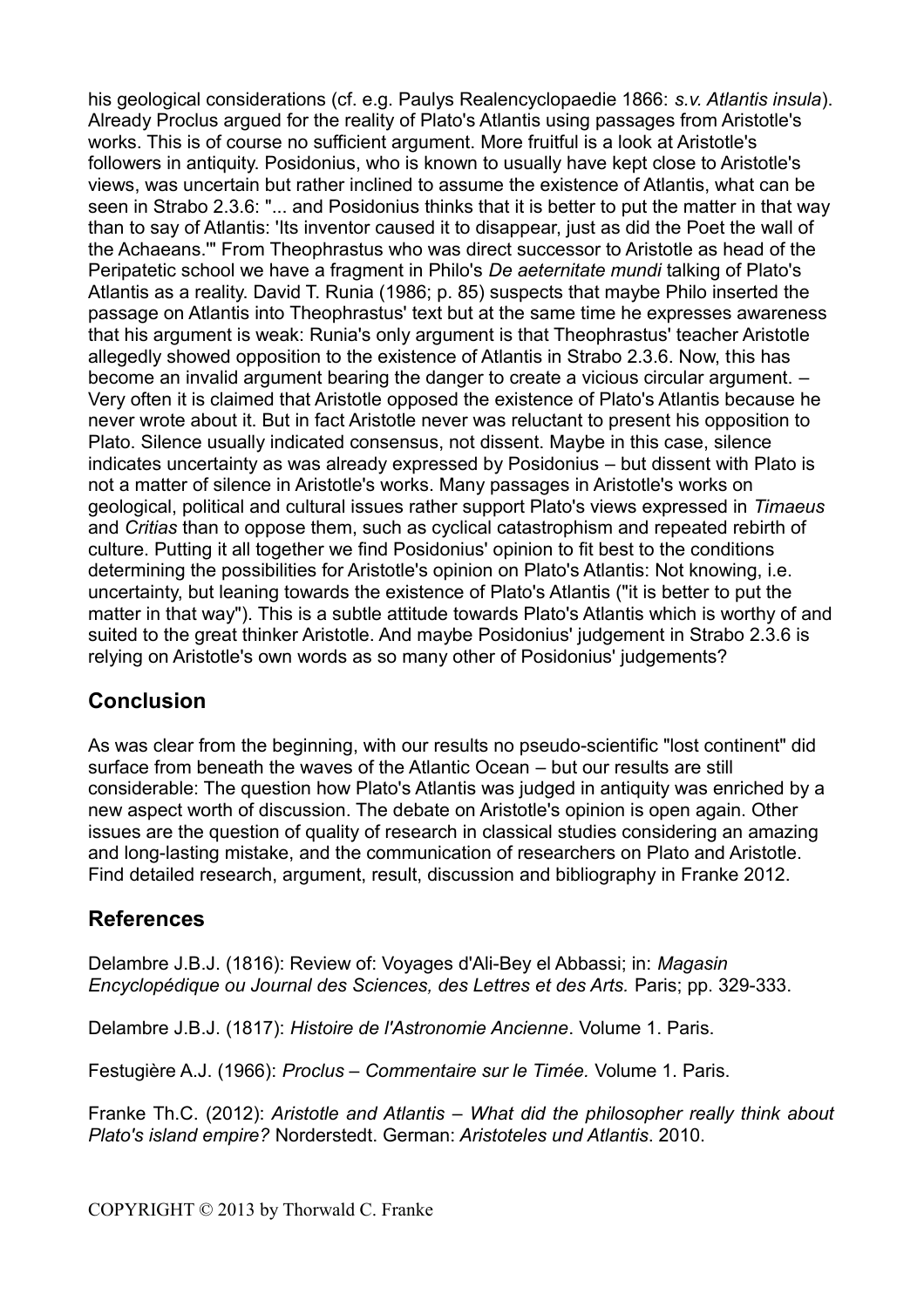his geological considerations (cf. e.g. Paulys Realencyclopaedie 1866: *s.v. Atlantis insula*). Already Proclus argued for the reality of Plato's Atlantis using passages from Aristotle's works. This is of course no sufficient argument. More fruitful is a look at Aristotle's followers in antiquity. Posidonius, who is known to usually have kept close to Aristotle's views, was uncertain but rather inclined to assume the existence of Atlantis, what can be seen in Strabo 2.3.6: "... and Posidonius thinks that it is better to put the matter in that way than to say of Atlantis: 'Its inventor caused it to disappear, just as did the Poet the wall of the Achaeans.'" From Theophrastus who was direct successor to Aristotle as head of the Peripatetic school we have a fragment in Philo's *De aeternitate mundi* talking of Plato's Atlantis as a reality. David T. Runia (1986; p. 85) suspects that maybe Philo inserted the passage on Atlantis into Theophrastus' text but at the same time he expresses awareness that his argument is weak: Runia's only argument is that Theophrastus' teacher Aristotle allegedly showed opposition to the existence of Atlantis in Strabo 2.3.6. Now, this has become an invalid argument bearing the danger to create a vicious circular argument. – Very often it is claimed that Aristotle opposed the existence of Plato's Atlantis because he never wrote about it. But in fact Aristotle never was reluctant to present his opposition to Plato. Silence usually indicated consensus, not dissent. Maybe in this case, silence indicates uncertainty as was already expressed by Posidonius – but dissent with Plato is not a matter of silence in Aristotle's works. Many passages in Aristotle's works on geological, political and cultural issues rather support Plato's views expressed in *Timaeus* and *Critias* than to oppose them, such as cyclical catastrophism and repeated rebirth of culture. Putting it all together we find Posidonius' opinion to fit best to the conditions determining the possibilities for Aristotle's opinion on Plato's Atlantis: Not knowing, i.e. uncertainty, but leaning towards the existence of Plato's Atlantis ("it is better to put the matter in that way"). This is a subtle attitude towards Plato's Atlantis which is worthy of and suited to the great thinker Aristotle. And maybe Posidonius' judgement in Strabo 2.3.6 is relying on Aristotle's own words as so many other of Posidonius' judgements?

## Conclusion

As was clear from the beginning, with our results no pseudo-scientific "lost continent" did surface from beneath the waves of the Atlantic Ocean – but our results are still considerable: The question how Plato's Atlantis was judged in antiquity was enriched by a new aspect worth of discussion. The debate on Aristotle's opinion is open again. Other issues are the question of quality of research in classical studies considering an amazing and long-lasting mistake, and the communication of researchers on Plato and Aristotle. Find detailed research, argument, result, discussion and bibliography in Franke 2012.

## References

Delambre J.B.J. (1816): Review of: Voyages d'Ali-Bey el Abbassi; in: *Magasin Encyclopédique ou Journal des Sciences, des Lettres et des Arts.* Paris; pp. 329-333.

Delambre J.B.J. (1817): *Histoire de l'Astronomie Ancienne*. Volume 1. Paris.

Festugière A.J. (1966): *Proclus – Commentaire sur le Timée.* Volume 1. Paris.

Franke Th.C. (2012): *Aristotle and Atlantis – What did the philosopher really think about Plato's island empire?* Norderstedt. German: *Aristoteles und Atlantis*. 2010.

COPYRIGHT © 2013 by Thorwald C. Franke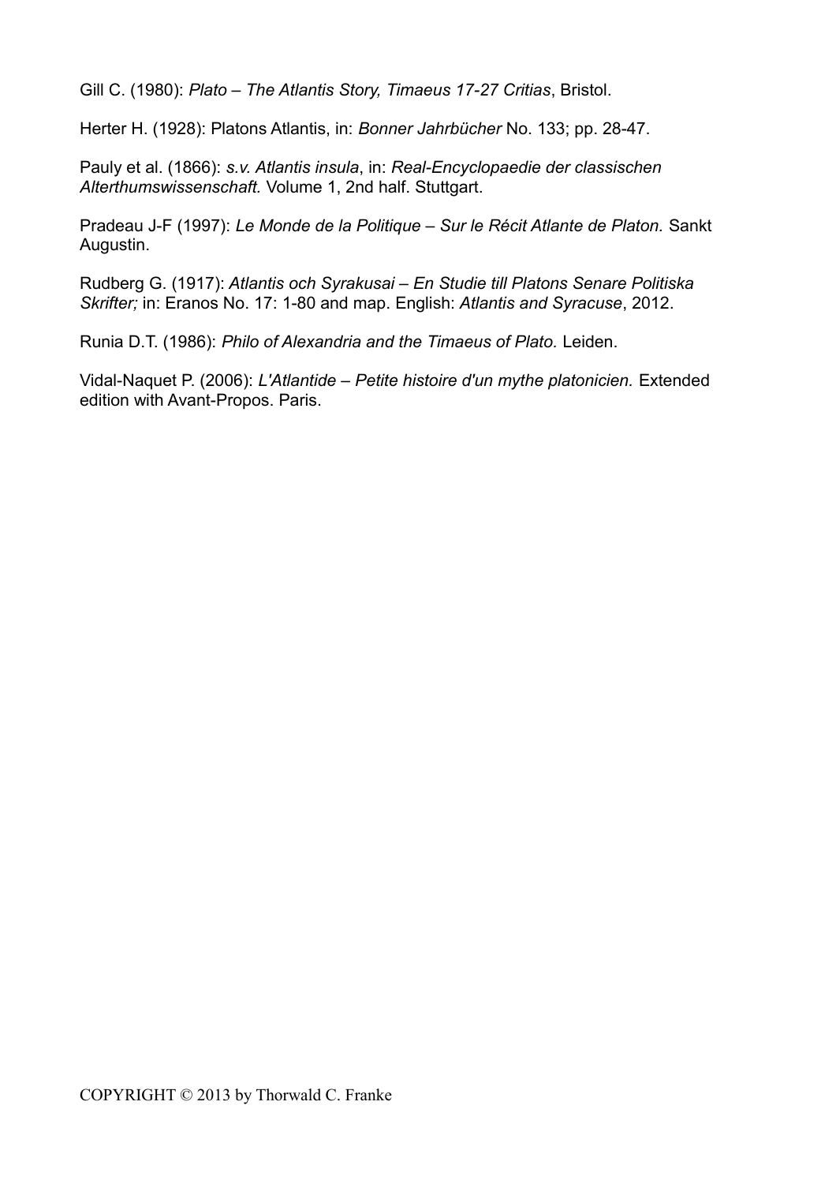Gill C. (1980): *Plato – The Atlantis Story, Timaeus 17-27 Critias*, Bristol.

Herter H. (1928): Platons Atlantis, in: *Bonner Jahrbücher* No. 133; pp. 28-47.

Pauly et al. (1866): *s.v. Atlantis insula*, in: *Real-Encyclopaedie der classischen Alterthumswissenschaft.* Volume 1, 2nd half. Stuttgart.

Pradeau J-F (1997): *Le Monde de la Politique – Sur le Récit Atlante de Platon.* Sankt Augustin.

Rudberg G. (1917): *Atlantis och Syrakusai – En Studie till Platons Senare Politiska Skrifter;* in: Eranos No. 17: 1-80 and map. English: *Atlantis and Syracuse*, 2012.

Runia D.T. (1986): *Philo of Alexandria and the Timaeus of Plato.* Leiden.

Vidal-Naquet P. (2006): *L'Atlantide – Petite histoire d'un mythe platonicien.* Extended edition with Avant-Propos. Paris.

COPYRIGHT © 2013 by Thorwald C. Franke